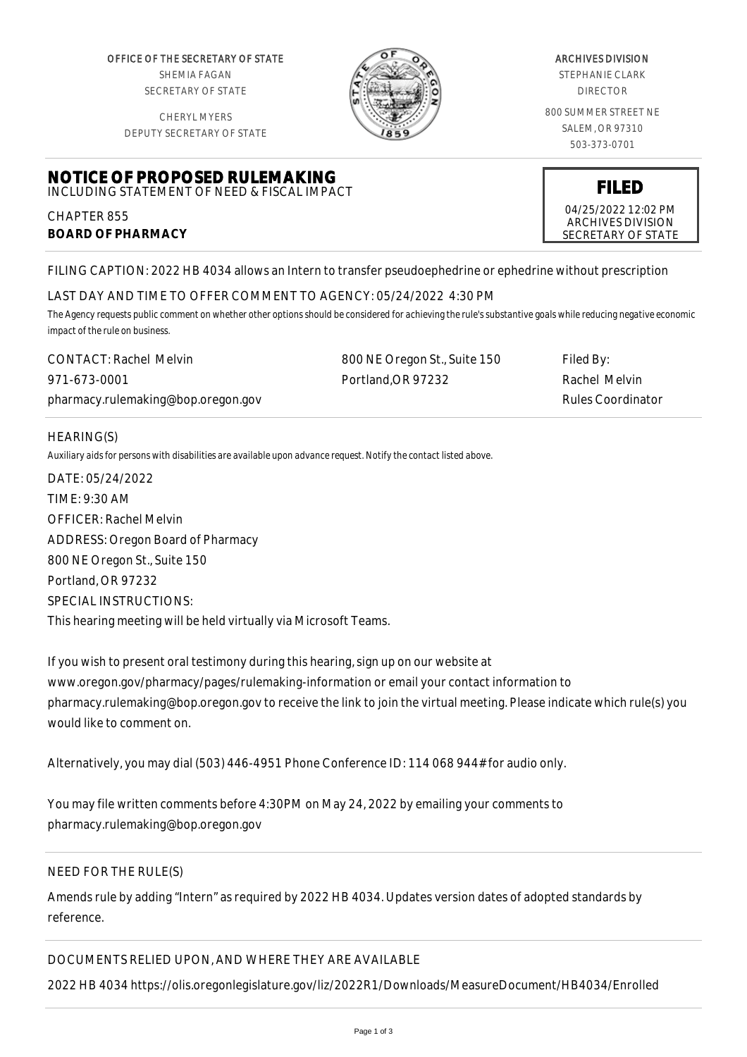OFFICE OF THE SECRETARY OF STATE
SHEMIA FAGAN
SECRETARY OF STATE

CHERYL MYERS
DEPUTY SECRETARY OF STATE

ARCHIVES DIVISION
STEPHANIE CLARK
DIRECTOR

800 SUMMER STREET NE
SALEM, OR 97310
503-373-0701

# NOTICE OF PROPOSED RULEMAKING

INCLUDING STATEMENT OF NEED & FISCAL IMPACT

CHAPTER 855
**BOARD OF PHARMACY**

**FILED**
04/25/2022 12:02 PM
ARCHIVES DIVISION
SECRETARY OF STATE

FILING CAPTION: 2022 HB 4034 allows an Intern to transfer pseudoephedrine or ephedrine without prescription

LAST DAY AND TIME TO OFFER COMMENT TO AGENCY: 05/24/2022 4:30 PM

*The Agency requests public comment on whether other options should be considered for achieving the rule's substantive goals while reducing negative economic impact of the rule on business.*

CONTACT: Rachel Melvin
971-673-0001
pharmacy.rulemaking@bop.oregon.gov

800 NE Oregon St., Suite 150
Portland,OR 97232

Filed By:
Rachel Melvin
Rules Coordinator

HEARING(S)

*Auxiliary aids for persons with disabilities are available upon advance request. Notify the contact listed above.*

DATE: 05/24/2022
TIME: 9:30 AM
OFFICER: Rachel Melvin
ADDRESS: Oregon Board of Pharmacy
800 NE Oregon St., Suite 150
Portland, OR 97232
SPECIAL INSTRUCTIONS:
This hearing meeting will be held virtually via Microsoft Teams.

If you wish to present oral testimony during this hearing, sign up on our website at www.oregon.gov/pharmacy/pages/rulemaking-information or email your contact information to pharmacy.rulemaking@bop.oregon.gov to receive the link to join the virtual meeting. Please indicate which rule(s) you would like to comment on.

Alternatively, you may dial (503) 446-4951 Phone Conference ID: 114 068 944# for audio only.

You may file written comments before 4:30PM on May 24, 2022 by emailing your comments to pharmacy.rulemaking@bop.oregon.gov

NEED FOR THE RULE(S)

Amends rule by adding "Intern" as required by 2022 HB 4034. Updates version dates of adopted standards by reference.

DOCUMENTS RELIED UPON, AND WHERE THEY ARE AVAILABLE

2022 HB 4034 https://olis.oregonlegislature.gov/liz/2022R1/Downloads/MeasureDocument/HB4034/Enrolled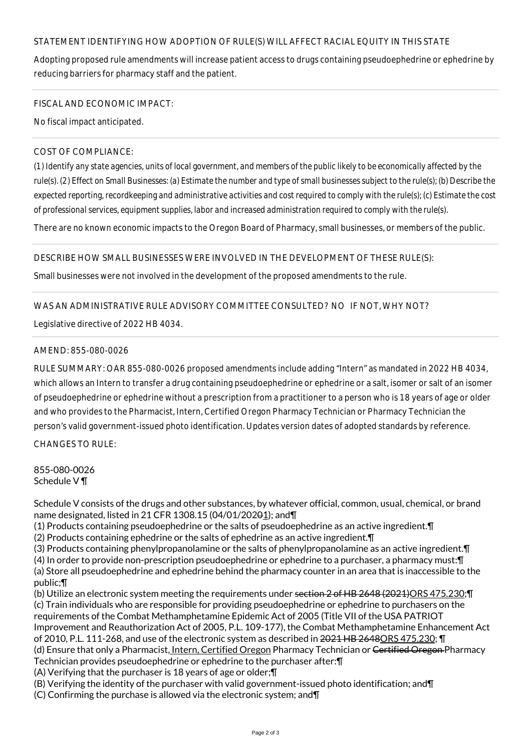STATEMENT IDENTIFYING HOW ADOPTION OF RULE(S) WILL AFFECT RACIAL EQUITY IN THIS STATE

Adopting proposed rule amendments will increase patient access to drugs containing pseudoephedrine or ephedrine by reducing barriers for pharmacy staff and the patient.

FISCAL AND ECONOMIC IMPACT:

No fiscal impact anticipated.

COST OF COMPLIANCE:

*(1) Identify any state agencies, units of local government, and members of the public likely to be economically affected by the rule(s). (2) Effect on Small Businesses: (a) Estimate the number and type of small businesses subject to the rule(s); (b) Describe the expected reporting, recordkeeping and administrative activities and cost required to comply with the rule(s); (c) Estimate the cost of professional services, equipment supplies, labor and increased administration required to comply with the rule(s).*

There are no known economic impacts to the Oregon Board of Pharmacy, small businesses, or members of the public.

DESCRIBE HOW SMALL BUSINESSES WERE INVOLVED IN THE DEVELOPMENT OF THESE RULE(S):

Small businesses were not involved in the development of the proposed amendments to the rule.

WAS AN ADMINISTRATIVE RULE ADVISORY COMMITTEE CONSULTED? NO IF NOT, WHY NOT?

Legislative directive of 2022 HB 4034.

AMEND: 855-080-0026

RULE SUMMARY: OAR 855-080-0026 proposed amendments include adding "Intern" as mandated in 2022 HB 4034, which allows an Intern to transfer a drug containing pseudoephedrine or ephedrine or a salt, isomer or salt of an isomer of pseudoephedrine or ephedrine without a prescription from a practitioner to a person who is 18 years of age or older and who provides to the Pharmacist, Intern, Certified Oregon Pharmacy Technician or Pharmacy Technician the person's valid government-issued photo identification. Updates version dates of adopted standards by reference.

CHANGES TO RULE:

855-080-0026
Schedule V ¶

Schedule V consists of the drugs and other substances, by whatever official, common, usual, chemical, or brand name designated, listed in 21 CFR 1308.15 (04/01/2020~~0~~1); and¶
(1) Products containing pseudoephedrine or the salts of pseudoephedrine as an active ingredient.¶
(2) Products containing ephedrine or the salts of ephedrine as an active ingredient.¶
(3) Products containing phenylpropanolamine or the salts of phenylpropanolamine as an active ingredient.¶
(4) In order to provide non-prescription pseudoephedrine or ephedrine to a purchaser, a pharmacy must:¶
(a) Store all pseudoephedrine and ephedrine behind the pharmacy counter in an area that is inaccessible to the public;¶
(b) Utilize an electronic system meeting the requirements under ~~section 2 of HB 2648 (2021)~~ORS 475.230;¶
(c) Train individuals who are responsible for providing pseudoephedrine or ephedrine to purchasers on the requirements of the Combat Methamphetamine Epidemic Act of 2005 (Title VII of the USA PATRIOT Improvement and Reauthorization Act of 2005, P.L. 109-177), the Combat Methamphetamine Enhancement Act of 2010, P.L. 111-268, and use of the electronic system as described in ~~2021 HB 2648~~ORS 475.230; ¶
(d) Ensure that only a Pharmacist, Intern, Certified Oregon Pharmacy Technician or ~~Certified Oregon~~ Pharmacy Technician provides pseudoephedrine or ephedrine to the purchaser after:¶
(A) Verifying that the purchaser is 18 years of age or older;¶
(B) Verifying the identity of the purchaser with valid government-issued photo identification; and¶
(C) Confirming the purchase is allowed via the electronic system; and¶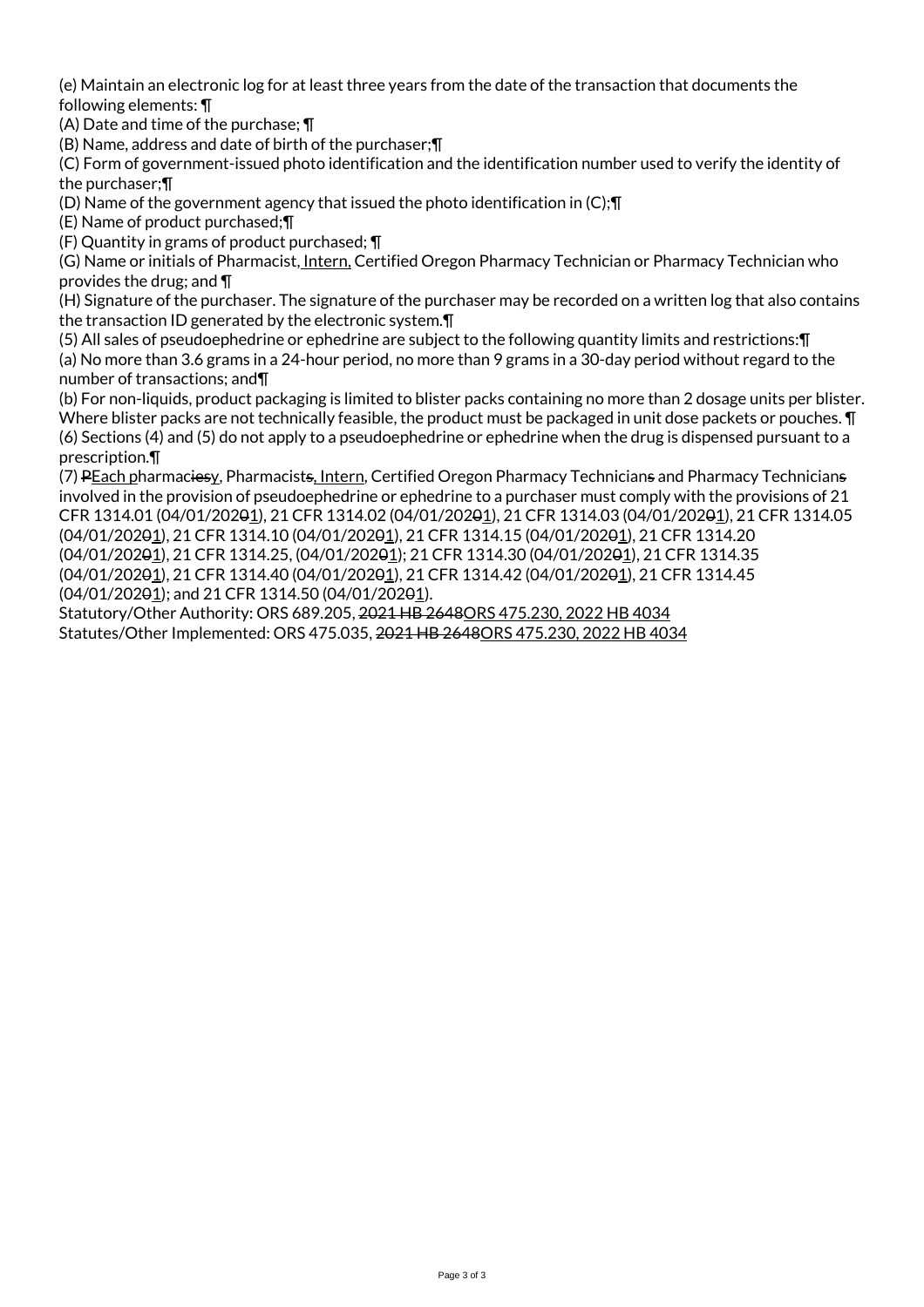(e) Maintain an electronic log for at least three years from the date of the transaction that documents the following elements: ¶

(A) Date and time of the purchase; ¶

(B) Name, address and date of birth of the purchaser;¶

(C) Form of government-issued photo identification and the identification number used to verify the identity of the purchaser;¶

(D) Name of the government agency that issued the photo identification in (C);¶

(E) Name of product purchased;¶

(F) Quantity in grams of product purchased; ¶

(G) Name or initials of Pharmacist, Intern, Certified Oregon Pharmacy Technician or Pharmacy Technician who provides the drug; and ¶

(H) Signature of the purchaser. The signature of the purchaser may be recorded on a written log that also contains the transaction ID generated by the electronic system.¶

(5) All sales of pseudoephedrine or ephedrine are subject to the following quantity limits and restrictions:¶

(a) No more than 3.6 grams in a 24-hour period, no more than 9 grams in a 30-day period without regard to the number of transactions; and¶

(b) For non-liquids, product packaging is limited to blister packs containing no more than 2 dosage units per blister. Where blister packs are not technically feasible, the product must be packaged in unit dose packets or pouches. ¶

(6) Sections (4) and (5) do not apply to a pseudoephedrine or ephedrine when the drug is dispensed pursuant to a prescription.¶

(7) ~~P~~Each pharmac~~ies~~y, Pharmacist~~s~~, Intern, Certified Oregon Pharmacy Technician~~s~~ and Pharmacy Technician~~s~~ involved in the provision of pseudoephedrine or ephedrine to a purchaser must comply with the provisions of 21 CFR 1314.01 (04/01/202~~0~~1), 21 CFR 1314.02 (04/01/202~~0~~1), 21 CFR 1314.03 (04/01/202~~0~~1), 21 CFR 1314.05 (04/01/202~~0~~1), 21 CFR 1314.10 (04/01/202~~0~~1), 21 CFR 1314.15 (04/01/202~~0~~1), 21 CFR 1314.20 (04/01/202~~0~~1), 21 CFR 1314.25, (04/01/202~~0~~1); 21 CFR 1314.30 (04/01/202~~0~~1), 21 CFR 1314.35 (04/01/202~~0~~1), 21 CFR 1314.40 (04/01/202~~0~~1), 21 CFR 1314.42 (04/01/202~~0~~1), 21 CFR 1314.45 (04/01/202~~0~~1); and 21 CFR 1314.50 (04/01/202~~0~~1).

Statutory/Other Authority: ORS 689.205, ~~2021 HB 2648~~ORS 475.230, 2022 HB 4034

Statutes/Other Implemented: ORS 475.035, ~~2021 HB 2648~~ORS 475.230, 2022 HB 4034